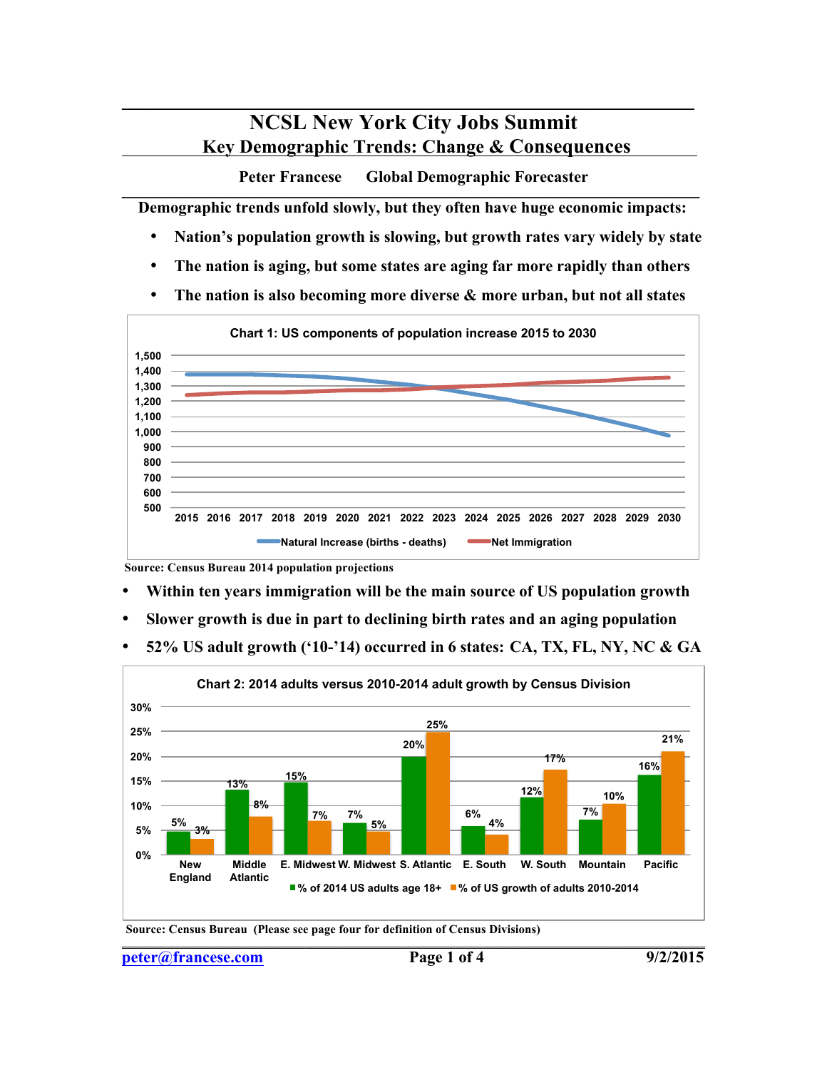# NCSL New York City Jobs Summit

## Key Demographic Trends: Change & Consequences

**Peter Francese Global Demographic Forecaster**

**Demographic trends unfold slowly, but they often have huge economic impacts:**

- **Nation's population growth is slowing, but growth rates vary widely by state**
- **The nation is aging, but some states are aging far more rapidly than others**
- **The nation is also becoming more diverse & more urban, but not all states**

**Chart 1: US components of population increase 2015 to 2030**

**Source: Census Bureau 2014 population projections**

- **Within ten years immigration will be the main source of US population growth**
- **Slower growth is due in part to declining birth rates and an aging population**
- **52% US adult growth ('10-'14) occurred in 6 states: CA, TX, FL, NY, NC & GA**

**Chart 2: 2014 adults versus 2010-2014 adult growth by Census Division**

| Census Division | % of 2014 US adults age 18+ | % of US growth of adults 2010-2014 |
|---|---|---|
| New England | 5% | 3% |
| Middle Atlantic | 13% | 8% |
| E. Midwest | 15% | 7% |
| W. Midwest | 7% | 5% |
| S. Atlantic | 20% | 25% |
| E. South | 6% | 4% |
| W. South | 12% | 17% |
| Mountain | 7% | 10% |
| Pacific | 16% | 21% |

**Source: Census Bureau (Please see page four for definition of Census Divisions)**

peter@francese.com 9/2/2015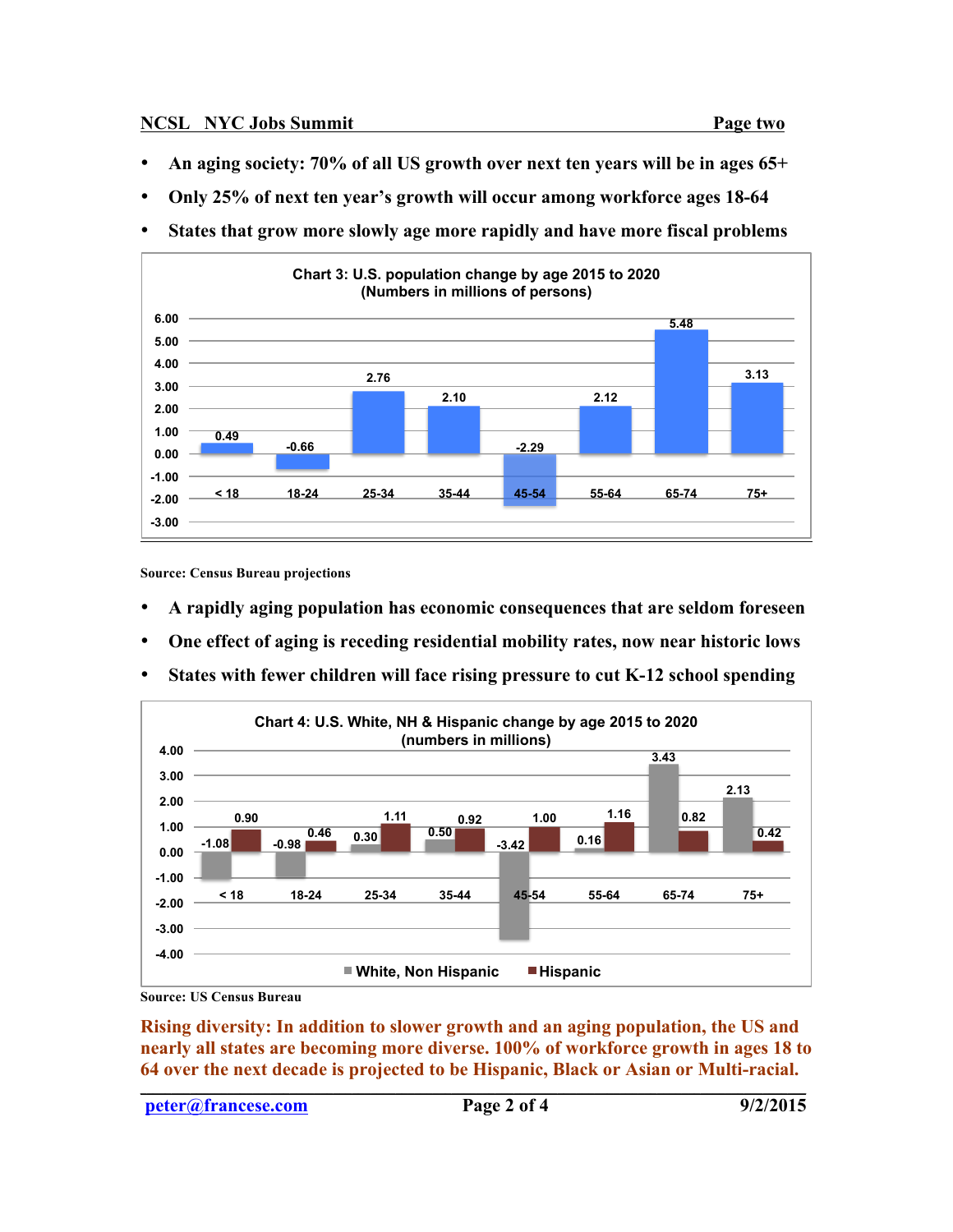- **An aging society: 70% of all US growth over next ten years will be in ages 65+**
- **Only 25% of next ten year's growth will occur among workforce ages 18-64**
- **States that grow more slowly age more rapidly and have more fiscal problems**

**Chart 3: U.S. population change by age 2015 to 2020**
**(Numbers in millions of persons)**

| Age | Change |
|---|---|
| < 18 | 0.49 |
| 18-24 | -0.66 |
| 25-34 | 2.76 |
| 35-44 | 2.10 |
| 45-54 | -2.29 |
| 55-64 | 2.12 |
| 65-74 | 5.48 |
| 75+ | 3.13 |

**Source: Census Bureau projections**

- **A rapidly aging population has economic consequences that are seldom foreseen**
- **One effect of aging is receding residential mobility rates, now near historic lows**
- **States with fewer children will face rising pressure to cut K-12 school spending**

**Chart 4: U.S. White, NH & Hispanic change by age 2015 to 2020**
**(numbers in millions)**

| Age | White, Non Hispanic | Hispanic |
|---|---|---|
| < 18 | -1.08 | 0.90 |
| 18-24 | -0.98 | 0.46 |
| 25-34 | 0.30 | 1.11 |
| 35-44 | 0.50 | 0.92 |
| 45-54 | -3.42 | 1.00 |
| 55-64 | 0.16 | 1.16 |
| 65-74 | 3.43 | 0.82 |
| 75+ | 2.13 | 0.42 |

**Source: US Census Bureau**

**Rising diversity: In addition to slower growth and an aging population, the US and nearly all states are becoming more diverse. 100% of workforce growth in ages 18 to 64 over the next decade is projected to be Hispanic, Black or Asian or Multi-racial.**

[peter@francese.com](mailto:peter@francese.com) 9/2/2015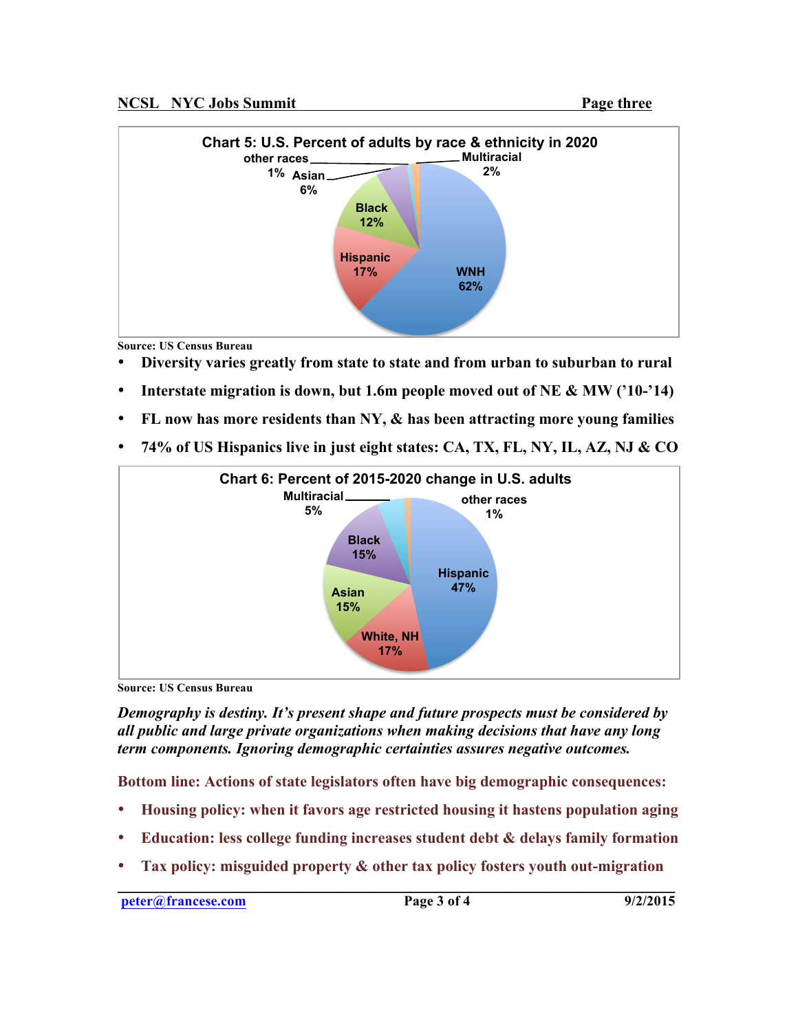**Chart 5: U.S. Percent of adults by race & ethnicity in 2020**

| Group | Percent |
| --- | --- |
| WNH | 62% |
| Hispanic | 17% |
| Black | 12% |
| Asian | 6% |
| Multiracial | 2% |
| other races | 1% |

**Source: US Census Bureau**

- **Diversity varies greatly from state to state and from urban to suburban to rural**
- **Interstate migration is down, but 1.6m people moved out of NE & MW ('10-'14)**
- **FL now has more residents than NY, & has been attracting more young families**
- **74% of US Hispanics live in just eight states: CA, TX, FL, NY, IL, AZ, NJ & CO**

**Chart 6: Percent of 2015-2020 change in U.S. adults**

| Group | Percent |
| --- | --- |
| Hispanic | 47% |
| White, NH | 17% |
| Asian | 15% |
| Black | 15% |
| Multiracial | 5% |
| other races | 1% |

**Source: US Census Bureau**

***Demography is destiny. It's present shape and future prospects must be considered by all public and large private organizations when making decisions that have any long term components. Ignoring demographic certainties assures negative outcomes.***

**Bottom line: Actions of state legislators often have big demographic consequences:**

- **Housing policy: when it favors age restricted housing it hastens population aging**
- **Education: less college funding increases student debt & delays family formation**
- **Tax policy: misguided property & other tax policy fosters youth out-migration**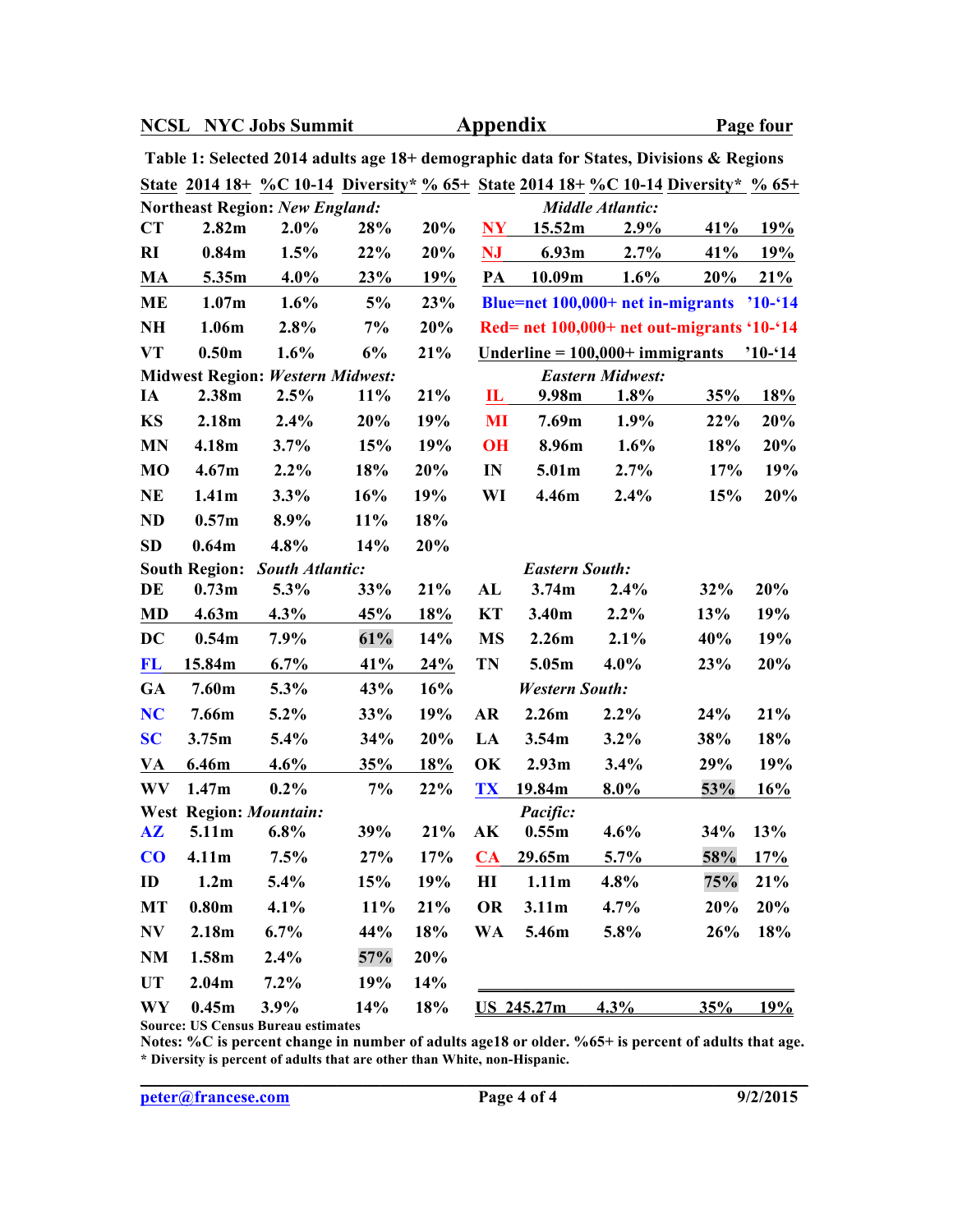Table 1: Selected 2014 adults age 18+ demographic data for States, Divisions & Regions

| State | 2014 18+ | %C 10-14 | Diversity* | % 65+ | State | 2014 18+ | %C 10-14 | Diversity* | % 65+ |
|---|---|---|---|---|---|---|---|---|---|
| Northeast Region: *New England:* | | | | | *Middle Atlantic:* | | | | |
| CT | 2.82m | 2.0% | 28% | 20% | NY | 15.52m | 2.9% | 41% | 19% |
| RI | 0.84m | 1.5% | 22% | 20% | NJ | 6.93m | 2.7% | 41% | 19% |
| MA | 5.35m | 4.0% | 23% | 19% | PA | 10.09m | 1.6% | 20% | 21% |
| ME | 1.07m | 1.6% | 5% | 23% | Blue=net 100,000+ net in-migrants '10-'14 | | | | |
| NH | 1.06m | 2.8% | 7% | 20% | Red= net 100,000+ net out-migrants '10-'14 | | | | |
| VT | 0.50m | 1.6% | 6% | 21% | Underline = 100,000+ immigrants '10-'14 | | | | |
| Midwest Region: *Western Midwest:* | | | | | *Eastern Midwest:* | | | | |
| IA | 2.38m | 2.5% | 11% | 21% | IL | 9.98m | 1.8% | 35% | 18% |
| KS | 2.18m | 2.4% | 20% | 19% | MI | 7.69m | 1.9% | 22% | 20% |
| MN | 4.18m | 3.7% | 15% | 19% | OH | 8.96m | 1.6% | 18% | 20% |
| MO | 4.67m | 2.2% | 18% | 20% | IN | 5.01m | 2.7% | 17% | 19% |
| NE | 1.41m | 3.3% | 16% | 19% | WI | 4.46m | 2.4% | 15% | 20% |
| ND | 0.57m | 8.9% | 11% | 18% | | | | | |
| SD | 0.64m | 4.8% | 14% | 20% | | | | | |
| South Region: *South Atlantic:* | | | | | *Eastern South:* | | | | |
| DE | 0.73m | 5.3% | 33% | 21% | AL | 3.74m | 2.4% | 32% | 20% |
| MD | 4.63m | 4.3% | 45% | 18% | KT | 3.40m | 2.2% | 13% | 19% |
| DC | 0.54m | 7.9% | 61% | 14% | MS | 2.26m | 2.1% | 40% | 19% |
| FL | 15.84m | 6.7% | 41% | 24% | TN | 5.05m | 4.0% | 23% | 20% |
| GA | 7.60m | 5.3% | 43% | 16% | *Western South:* | | | | |
| NC | 7.66m | 5.2% | 33% | 19% | AR | 2.26m | 2.2% | 24% | 21% |
| SC | 3.75m | 5.4% | 34% | 20% | LA | 3.54m | 3.2% | 38% | 18% |
| VA | 6.46m | 4.6% | 35% | 18% | OK | 2.93m | 3.4% | 29% | 19% |
| WV | 1.47m | 0.2% | 7% | 22% | TX | 19.84m | 8.0% | 53% | 16% |
| West Region: *Mountain:* | | | | | *Pacific:* | | | | |
| AZ | 5.11m | 6.8% | 39% | 21% | AK | 0.55m | 4.6% | 34% | 13% |
| CO | 4.11m | 7.5% | 27% | 17% | CA | 29.65m | 5.7% | 58% | 17% |
| ID | 1.2m | 5.4% | 15% | 19% | HI | 1.11m | 4.8% | 75% | 21% |
| MT | 0.80m | 4.1% | 11% | 21% | OR | 3.11m | 4.7% | 20% | 20% |
| NV | 2.18m | 6.7% | 44% | 18% | WA | 5.46m | 5.8% | 26% | 18% |
| NM | 1.58m | 2.4% | 57% | 20% | | | | | |
| UT | 2.04m | 7.2% | 19% | 14% | | | | | |
| WY | 0.45m | 3.9% | 14% | 18% | US | 245.27m | 4.3% | 35% | 19% |

Source: US Census Bureau estimates

Notes: %C is percent change in number of adults age18 or older. %65+ is percent of adults that age.

\* Diversity is percent of adults that are other than White, non-Hispanic.

peter@francese.com

9/2/2015